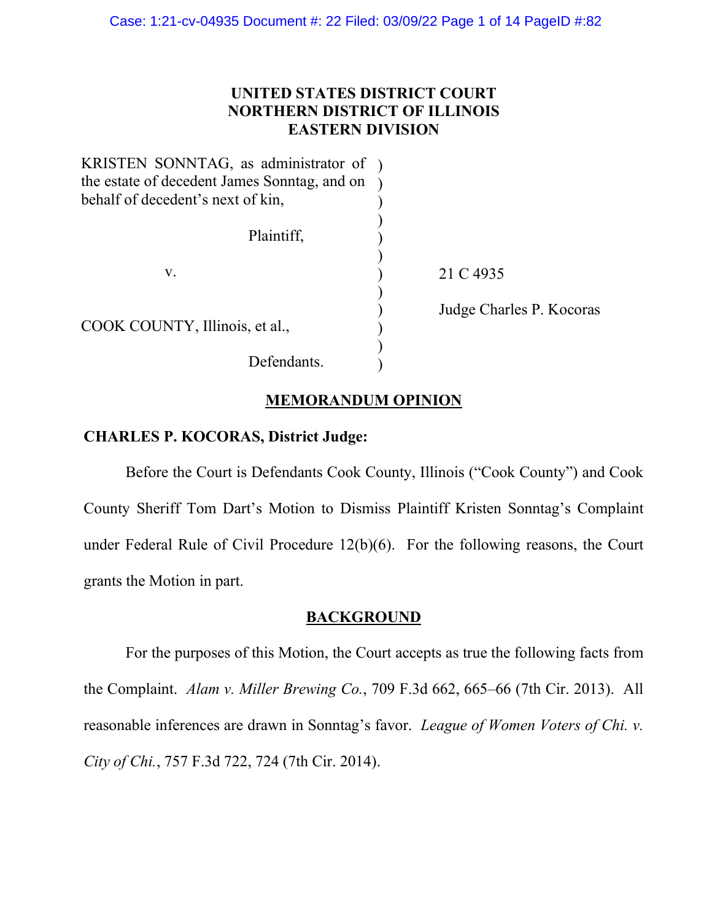**UNITED STATES DISTRICT COURT**
**NORTHERN DISTRICT OF ILLINOIS**
**EASTERN DIVISION**

| | | |
|---|---|---|
| KRISTEN SONNTAG, as administrator of the estate of decedent James Sonntag, and on behalf of decedent's next of kin, | ) | |
| Plaintiff, | ) | |
| v. | ) | 21 C 4935 |
| | ) | Judge Charles P. Kocoras |
| COOK COUNTY, Illinois, et al., | ) | |
| Defendants. | ) | |

## MEMORANDUM OPINION

**CHARLES P. KOCORAS, District Judge:**

Before the Court is Defendants Cook County, Illinois ("Cook County") and Cook County Sheriff Tom Dart's Motion to Dismiss Plaintiff Kristen Sonntag's Complaint under Federal Rule of Civil Procedure 12(b)(6). For the following reasons, the Court grants the Motion in part.

## BACKGROUND

For the purposes of this Motion, the Court accepts as true the following facts from the Complaint. *Alam v. Miller Brewing Co.*, 709 F.3d 662, 665–66 (7th Cir. 2013). All reasonable inferences are drawn in Sonntag's favor. *League of Women Voters of Chi. v. City of Chi.*, 757 F.3d 722, 724 (7th Cir. 2014).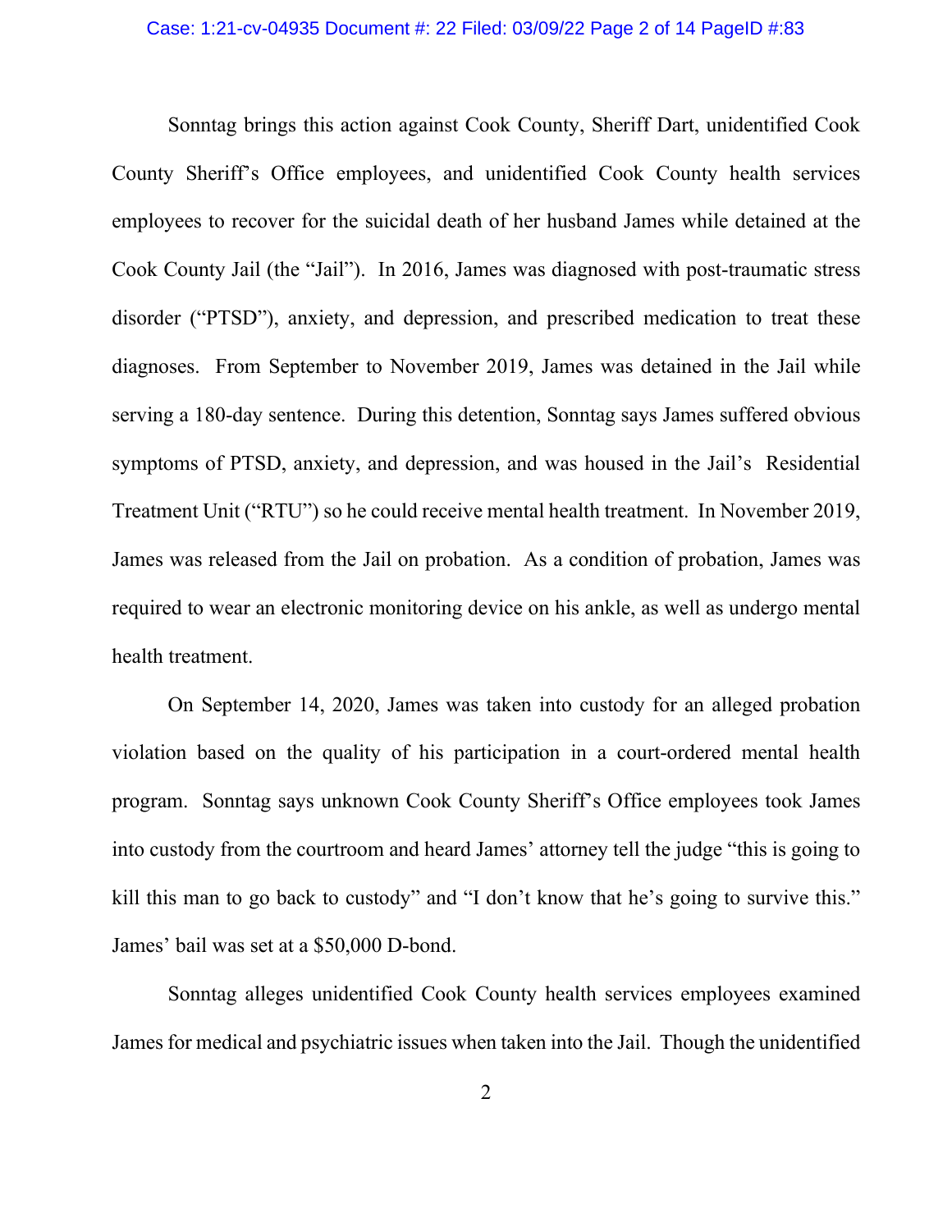Sonntag brings this action against Cook County, Sheriff Dart, unidentified Cook County Sheriff's Office employees, and unidentified Cook County health services employees to recover for the suicidal death of her husband James while detained at the Cook County Jail (the "Jail"). In 2016, James was diagnosed with post-traumatic stress disorder ("PTSD"), anxiety, and depression, and prescribed medication to treat these diagnoses. From September to November 2019, James was detained in the Jail while serving a 180-day sentence. During this detention, Sonntag says James suffered obvious symptoms of PTSD, anxiety, and depression, and was housed in the Jail's Residential Treatment Unit ("RTU") so he could receive mental health treatment. In November 2019, James was released from the Jail on probation. As a condition of probation, James was required to wear an electronic monitoring device on his ankle, as well as undergo mental health treatment.

On September 14, 2020, James was taken into custody for an alleged probation violation based on the quality of his participation in a court-ordered mental health program. Sonntag says unknown Cook County Sheriff's Office employees took James into custody from the courtroom and heard James' attorney tell the judge "this is going to kill this man to go back to custody" and "I don't know that he's going to survive this." James' bail was set at a $50,000 D-bond.

Sonntag alleges unidentified Cook County health services employees examined James for medical and psychiatric issues when taken into the Jail. Though the unidentified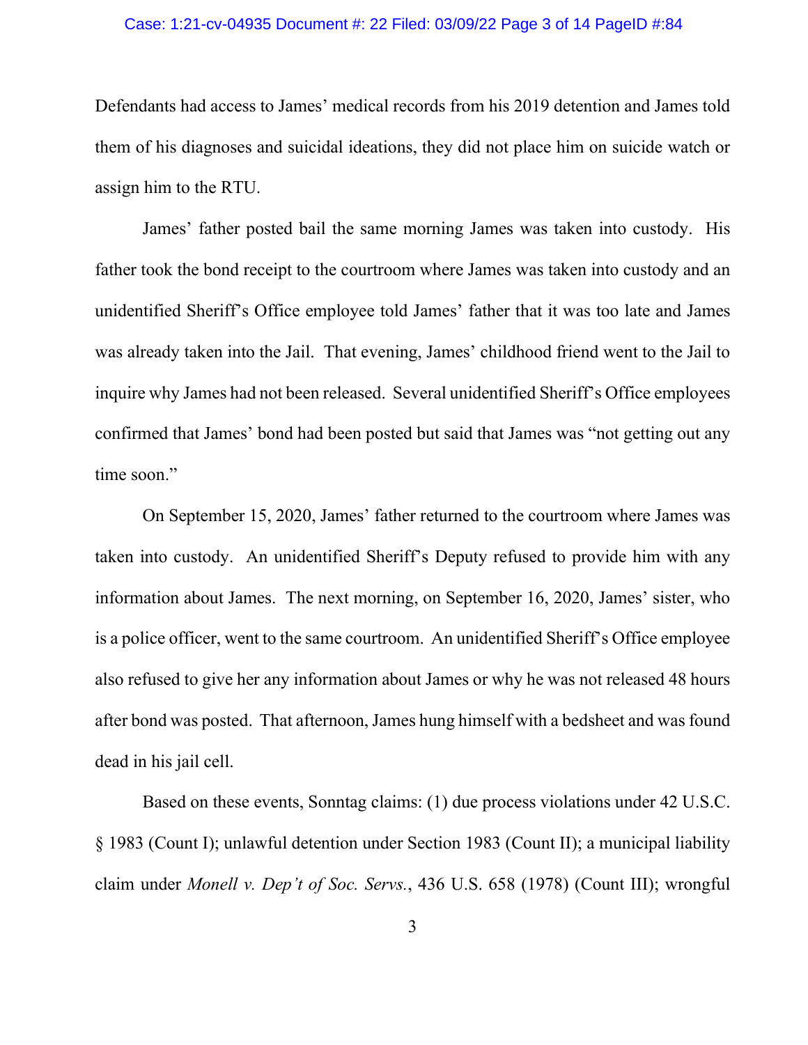Defendants had access to James' medical records from his 2019 detention and James told them of his diagnoses and suicidal ideations, they did not place him on suicide watch or assign him to the RTU.

James' father posted bail the same morning James was taken into custody. His father took the bond receipt to the courtroom where James was taken into custody and an unidentified Sheriff's Office employee told James' father that it was too late and James was already taken into the Jail. That evening, James' childhood friend went to the Jail to inquire why James had not been released. Several unidentified Sheriff's Office employees confirmed that James' bond had been posted but said that James was "not getting out any time soon."

On September 15, 2020, James' father returned to the courtroom where James was taken into custody. An unidentified Sheriff's Deputy refused to provide him with any information about James. The next morning, on September 16, 2020, James' sister, who is a police officer, went to the same courtroom. An unidentified Sheriff's Office employee also refused to give her any information about James or why he was not released 48 hours after bond was posted. That afternoon, James hung himself with a bedsheet and was found dead in his jail cell.

Based on these events, Sonntag claims: (1) due process violations under 42 U.S.C. § 1983 (Count I); unlawful detention under Section 1983 (Count II); a municipal liability claim under *Monell v. Dep't of Soc. Servs.*, 436 U.S. 658 (1978) (Count III); wrongful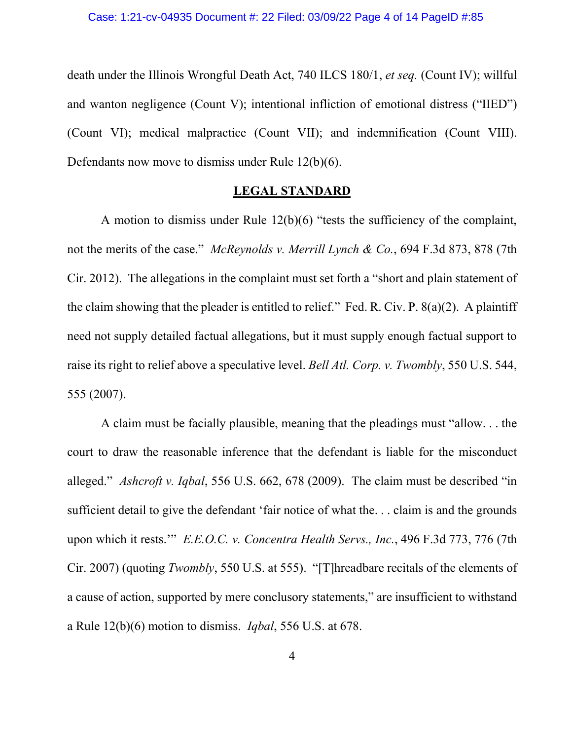death under the Illinois Wrongful Death Act, 740 ILCS 180/1, *et seq.* (Count IV); willful and wanton negligence (Count V); intentional infliction of emotional distress ("IIED") (Count VI); medical malpractice (Count VII); and indemnification (Count VIII). Defendants now move to dismiss under Rule 12(b)(6).

## **LEGAL STANDARD**

A motion to dismiss under Rule 12(b)(6) "tests the sufficiency of the complaint, not the merits of the case." *McReynolds v. Merrill Lynch & Co.*, 694 F.3d 873, 878 (7th Cir. 2012). The allegations in the complaint must set forth a "short and plain statement of the claim showing that the pleader is entitled to relief." Fed. R. Civ. P. 8(a)(2). A plaintiff need not supply detailed factual allegations, but it must supply enough factual support to raise its right to relief above a speculative level. *Bell Atl. Corp. v. Twombly*, 550 U.S. 544, 555 (2007).

A claim must be facially plausible, meaning that the pleadings must "allow. . . the court to draw the reasonable inference that the defendant is liable for the misconduct alleged." *Ashcroft v. Iqbal*, 556 U.S. 662, 678 (2009). The claim must be described "in sufficient detail to give the defendant 'fair notice of what the. . . claim is and the grounds upon which it rests.'" *E.E.O.C. v. Concentra Health Servs., Inc.*, 496 F.3d 773, 776 (7th Cir. 2007) (quoting *Twombly*, 550 U.S. at 555). "[T]hreadbare recitals of the elements of a cause of action, supported by mere conclusory statements," are insufficient to withstand a Rule 12(b)(6) motion to dismiss. *Iqbal*, 556 U.S. at 678.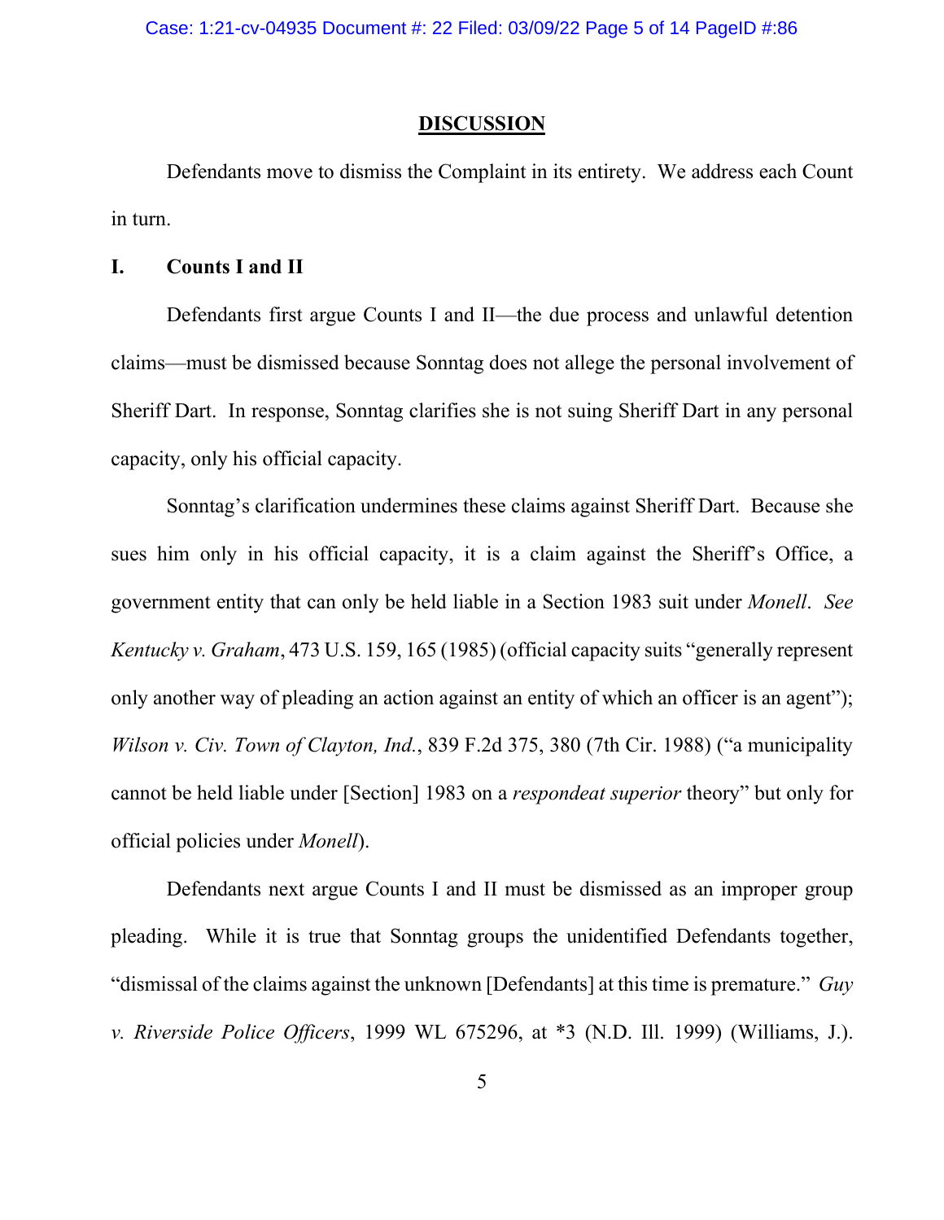## DISCUSSION

Defendants move to dismiss the Complaint in its entirety. We address each Count in turn.

### I. Counts I and II

Defendants first argue Counts I and II—the due process and unlawful detention claims—must be dismissed because Sonntag does not allege the personal involvement of Sheriff Dart. In response, Sonntag clarifies she is not suing Sheriff Dart in any personal capacity, only his official capacity.

Sonntag's clarification undermines these claims against Sheriff Dart. Because she sues him only in his official capacity, it is a claim against the Sheriff's Office, a government entity that can only be held liable in a Section 1983 suit under *Monell*. *See Kentucky v. Graham*, 473 U.S. 159, 165 (1985) (official capacity suits "generally represent only another way of pleading an action against an entity of which an officer is an agent"); *Wilson v. Civ. Town of Clayton, Ind.*, 839 F.2d 375, 380 (7th Cir. 1988) ("a municipality cannot be held liable under [Section] 1983 on a *respondeat superior* theory" but only for official policies under *Monell*).

Defendants next argue Counts I and II must be dismissed as an improper group pleading. While it is true that Sonntag groups the unidentified Defendants together, "dismissal of the claims against the unknown [Defendants] at this time is premature." *Guy v. Riverside Police Officers*, 1999 WL 675296, at *3 (N.D. Ill. 1999) (Williams, J.).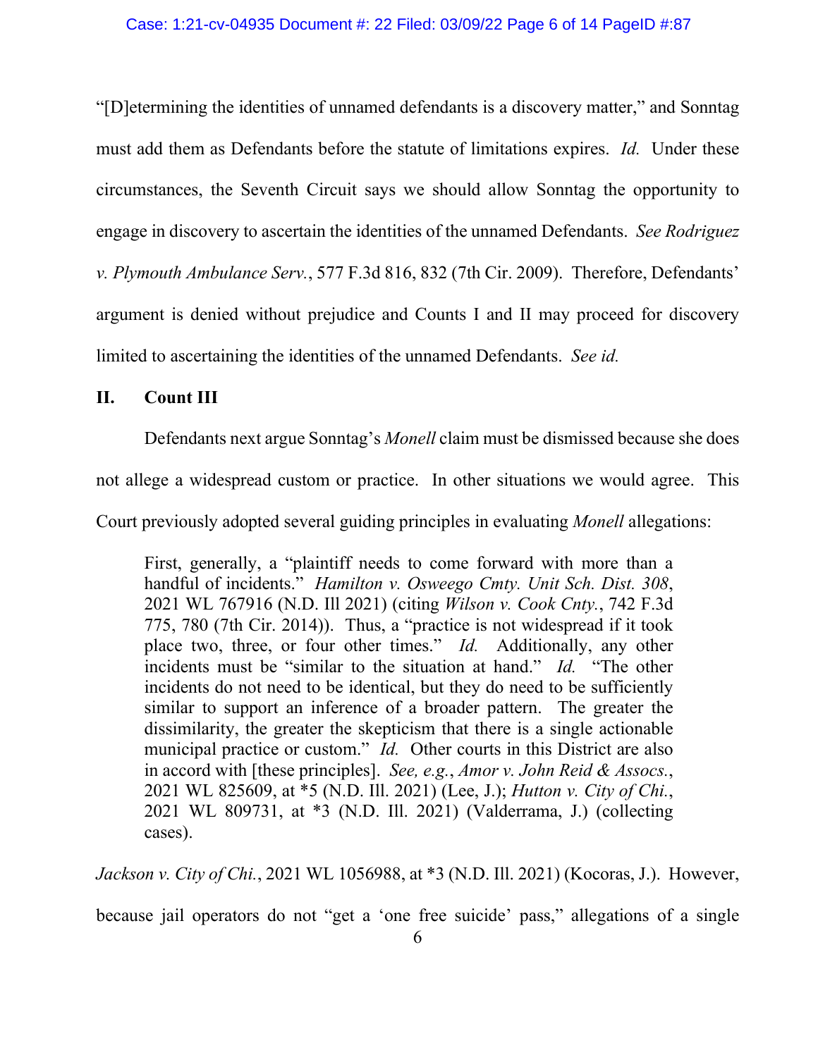"[D]etermining the identities of unnamed defendants is a discovery matter," and Sonntag must add them as Defendants before the statute of limitations expires. *Id.* Under these circumstances, the Seventh Circuit says we should allow Sonntag the opportunity to engage in discovery to ascertain the identities of the unnamed Defendants. *See Rodriguez v. Plymouth Ambulance Serv.*, 577 F.3d 816, 832 (7th Cir. 2009). Therefore, Defendants' argument is denied without prejudice and Counts I and II may proceed for discovery limited to ascertaining the identities of the unnamed Defendants. *See id.*

## II. Count III

Defendants next argue Sonntag's *Monell* claim must be dismissed because she does not allege a widespread custom or practice. In other situations we would agree. This Court previously adopted several guiding principles in evaluating *Monell* allegations:

> First, generally, a "plaintiff needs to come forward with more than a handful of incidents." *Hamilton v. Osweego Cmty. Unit Sch. Dist. 308*, 2021 WL 767916 (N.D. Ill 2021) (citing *Wilson v. Cook Cnty.*, 742 F.3d 775, 780 (7th Cir. 2014)). Thus, a "practice is not widespread if it took place two, three, or four other times." *Id.* Additionally, any other incidents must be "similar to the situation at hand." *Id.* "The other incidents do not need to be identical, but they do need to be sufficiently similar to support an inference of a broader pattern. The greater the dissimilarity, the greater the skepticism that there is a single actionable municipal practice or custom." *Id.* Other courts in this District are also in accord with [these principles]. *See, e.g.*, *Amor v. John Reid & Assocs.*, 2021 WL 825609, at *5 (N.D. Ill. 2021) (Lee, J.); *Hutton v. City of Chi.*, 2021 WL 809731, at *3 (N.D. Ill. 2021) (Valderrama, J.) (collecting cases).

*Jackson v. City of Chi.*, 2021 WL 1056988, at *3 (N.D. Ill. 2021) (Kocoras, J.). However, because jail operators do not "get a 'one free suicide' pass," allegations of a single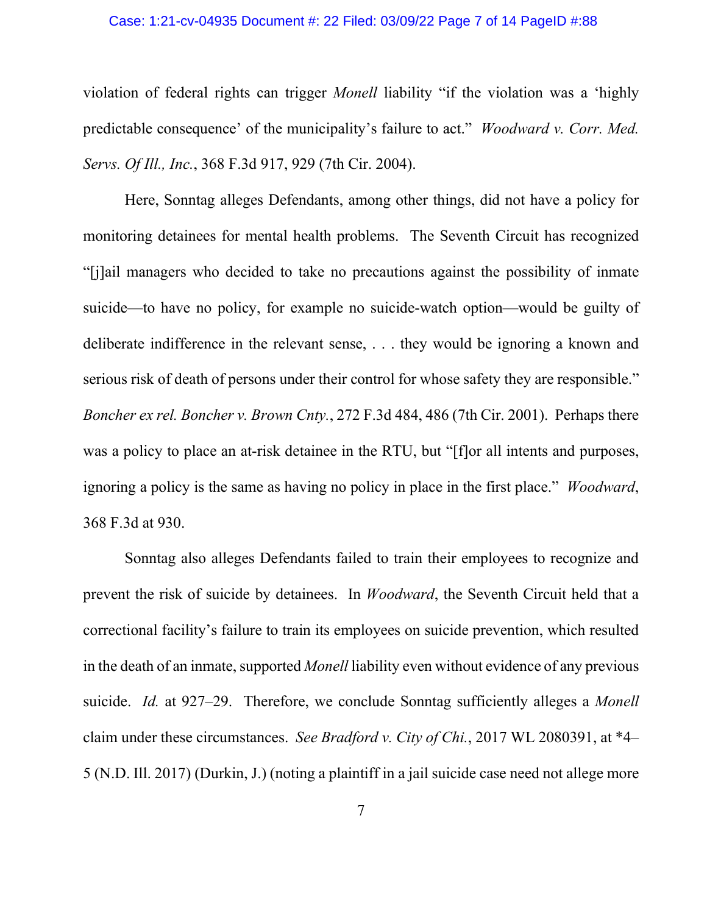violation of federal rights can trigger *Monell* liability "if the violation was a 'highly predictable consequence' of the municipality's failure to act." *Woodward v. Corr. Med. Servs. Of Ill., Inc.*, 368 F.3d 917, 929 (7th Cir. 2004).

Here, Sonntag alleges Defendants, among other things, did not have a policy for monitoring detainees for mental health problems. The Seventh Circuit has recognized "[j]ail managers who decided to take no precautions against the possibility of inmate suicide—to have no policy, for example no suicide-watch option—would be guilty of deliberate indifference in the relevant sense, . . . they would be ignoring a known and serious risk of death of persons under their control for whose safety they are responsible." *Boncher ex rel. Boncher v. Brown Cnty.*, 272 F.3d 484, 486 (7th Cir. 2001). Perhaps there was a policy to place an at-risk detainee in the RTU, but "[f]or all intents and purposes, ignoring a policy is the same as having no policy in place in the first place." *Woodward*, 368 F.3d at 930.

Sonntag also alleges Defendants failed to train their employees to recognize and prevent the risk of suicide by detainees. In *Woodward*, the Seventh Circuit held that a correctional facility's failure to train its employees on suicide prevention, which resulted in the death of an inmate, supported *Monell* liability even without evidence of any previous suicide. *Id.* at 927–29. Therefore, we conclude Sonntag sufficiently alleges a *Monell* claim under these circumstances. *See Bradford v. City of Chi.*, 2017 WL 2080391, at *4–5 (N.D. Ill. 2017) (Durkin, J.) (noting a plaintiff in a jail suicide case need not allege more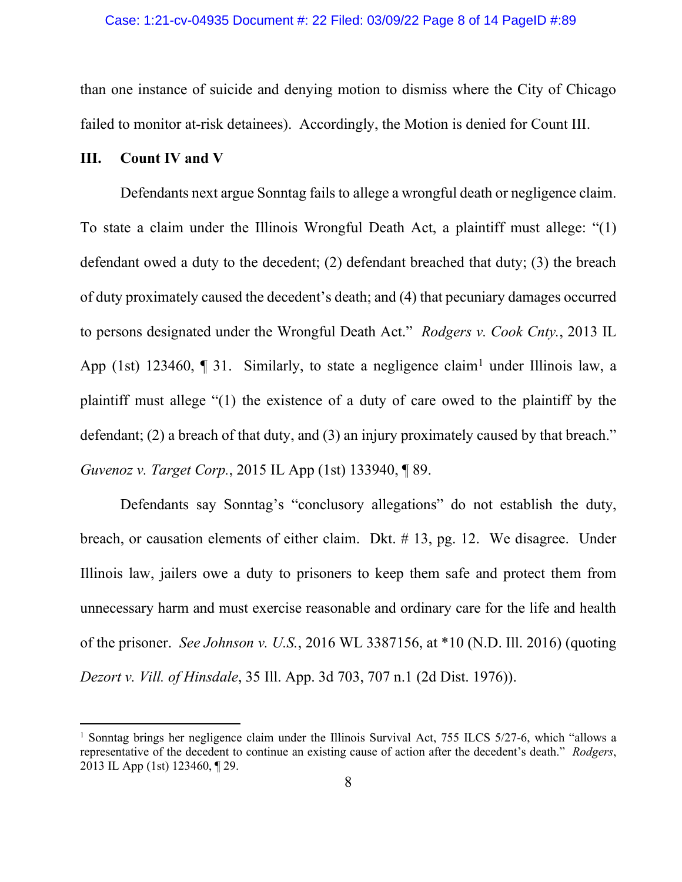than one instance of suicide and denying motion to dismiss where the City of Chicago failed to monitor at-risk detainees). Accordingly, the Motion is denied for Count III.

### III. Count IV and V

Defendants next argue Sonntag fails to allege a wrongful death or negligence claim. To state a claim under the Illinois Wrongful Death Act, a plaintiff must allege: "(1) defendant owed a duty to the decedent; (2) defendant breached that duty; (3) the breach of duty proximately caused the decedent's death; and (4) that pecuniary damages occurred to persons designated under the Wrongful Death Act." *Rodgers v. Cook Cnty.*, 2013 IL App (1st) 123460, ¶ 31. Similarly, to state a negligence claim[1] under Illinois law, a plaintiff must allege "(1) the existence of a duty of care owed to the plaintiff by the defendant; (2) a breach of that duty, and (3) an injury proximately caused by that breach." *Guvenoz v. Target Corp.*, 2015 IL App (1st) 133940, ¶ 89.

Defendants say Sonntag's "conclusory allegations" do not establish the duty, breach, or causation elements of either claim. Dkt. # 13, pg. 12. We disagree. Under Illinois law, jailers owe a duty to prisoners to keep them safe and protect them from unnecessary harm and must exercise reasonable and ordinary care for the life and health of the prisoner. *See Johnson v. U.S.*, 2016 WL 3387156, at *10 (N.D. Ill. 2016) (quoting *Dezort v. Vill. of Hinsdale*, 35 Ill. App. 3d 703, 707 n.1 (2d Dist. 1976)).

---

[1] Sonntag brings her negligence claim under the Illinois Survival Act, 755 ILCS 5/27-6, which "allows a representative of the decedent to continue an existing cause of action after the decedent's death." *Rodgers*, 2013 IL App (1st) 123460, ¶ 29.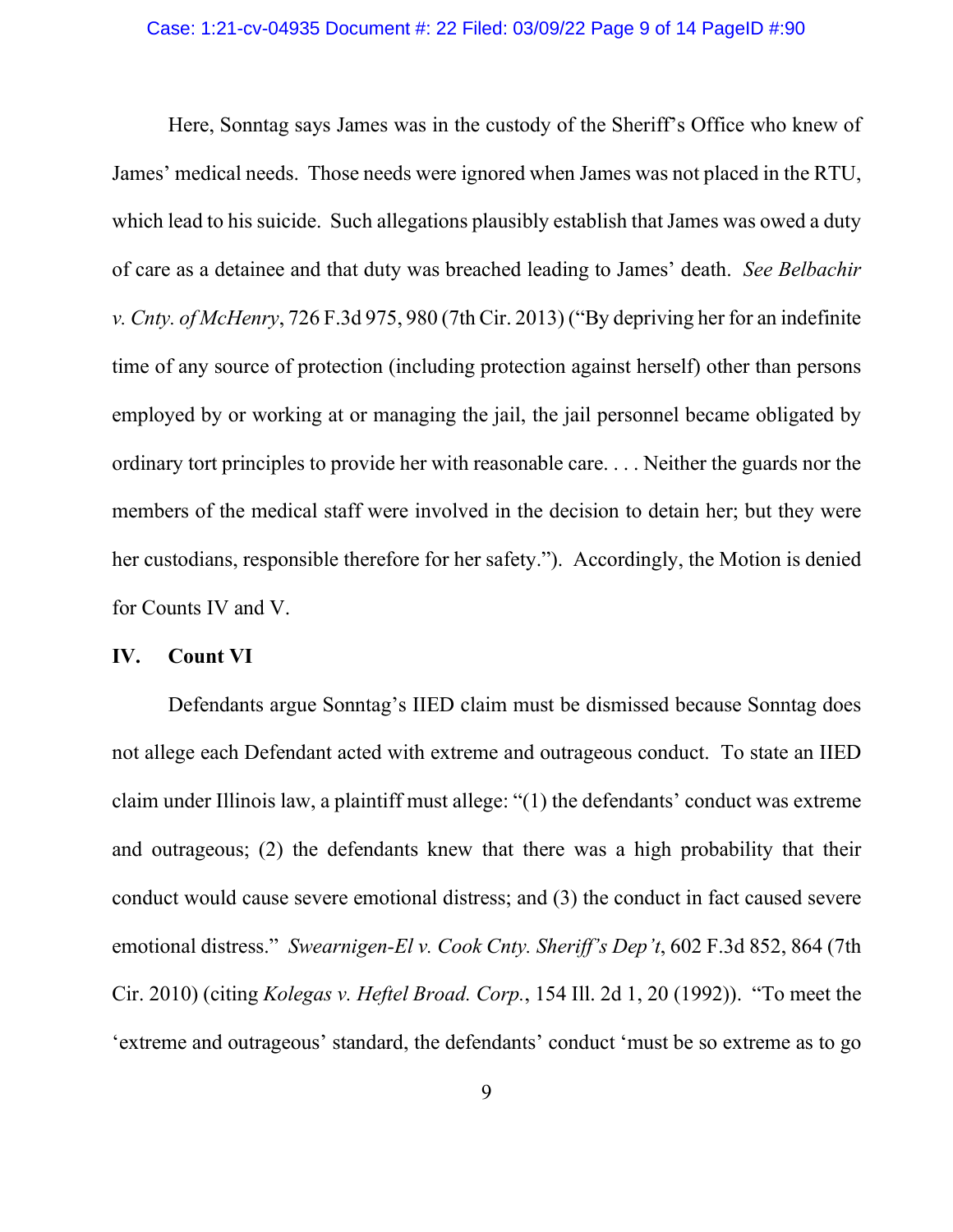Here, Sonntag says James was in the custody of the Sheriff's Office who knew of James' medical needs. Those needs were ignored when James was not placed in the RTU, which lead to his suicide. Such allegations plausibly establish that James was owed a duty of care as a detainee and that duty was breached leading to James' death. *See Belbachir v. Cnty. of McHenry*, 726 F.3d 975, 980 (7th Cir. 2013) ("By depriving her for an indefinite time of any source of protection (including protection against herself) other than persons employed by or working at or managing the jail, the jail personnel became obligated by ordinary tort principles to provide her with reasonable care. . . . Neither the guards nor the members of the medical staff were involved in the decision to detain her; but they were her custodians, responsible therefore for her safety."). Accordingly, the Motion is denied for Counts IV and V.

## IV. Count VI

Defendants argue Sonntag's IIED claim must be dismissed because Sonntag does not allege each Defendant acted with extreme and outrageous conduct. To state an IIED claim under Illinois law, a plaintiff must allege: "(1) the defendants' conduct was extreme and outrageous; (2) the defendants knew that there was a high probability that their conduct would cause severe emotional distress; and (3) the conduct in fact caused severe emotional distress." *Swearnigen-El v. Cook Cnty. Sheriff's Dep't*, 602 F.3d 852, 864 (7th Cir. 2010) (citing *Kolegas v. Heftel Broad. Corp.*, 154 Ill. 2d 1, 20 (1992)). "To meet the 'extreme and outrageous' standard, the defendants' conduct 'must be so extreme as to go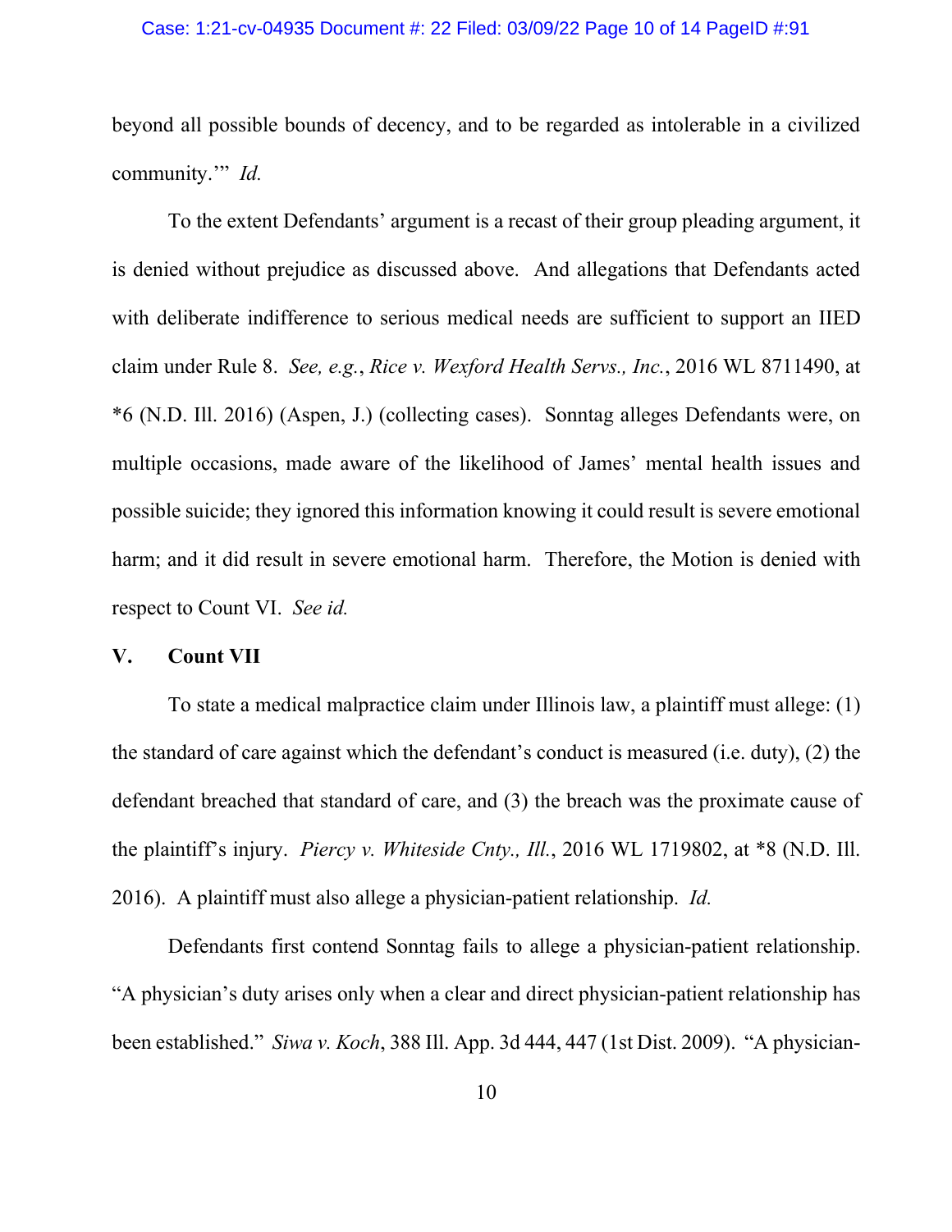beyond all possible bounds of decency, and to be regarded as intolerable in a civilized community.'" *Id.*

To the extent Defendants' argument is a recast of their group pleading argument, it is denied without prejudice as discussed above. And allegations that Defendants acted with deliberate indifference to serious medical needs are sufficient to support an IIED claim under Rule 8. *See, e.g.*, *Rice v. Wexford Health Servs., Inc.*, 2016 WL 8711490, at *6 (N.D. Ill. 2016) (Aspen, J.) (collecting cases). Sonntag alleges Defendants were, on multiple occasions, made aware of the likelihood of James' mental health issues and possible suicide; they ignored this information knowing it could result is severe emotional harm; and it did result in severe emotional harm. Therefore, the Motion is denied with respect to Count VI. *See id.*

## V. Count VII

To state a medical malpractice claim under Illinois law, a plaintiff must allege: (1) the standard of care against which the defendant's conduct is measured (i.e. duty), (2) the defendant breached that standard of care, and (3) the breach was the proximate cause of the plaintiff's injury. *Piercy v. Whiteside Cnty., Ill.*, 2016 WL 1719802, at *8 (N.D. Ill. 2016). A plaintiff must also allege a physician-patient relationship. *Id.*

Defendants first contend Sonntag fails to allege a physician-patient relationship. "A physician's duty arises only when a clear and direct physician-patient relationship has been established." *Siwa v. Koch*, 388 Ill. App. 3d 444, 447 (1st Dist. 2009). "A physician-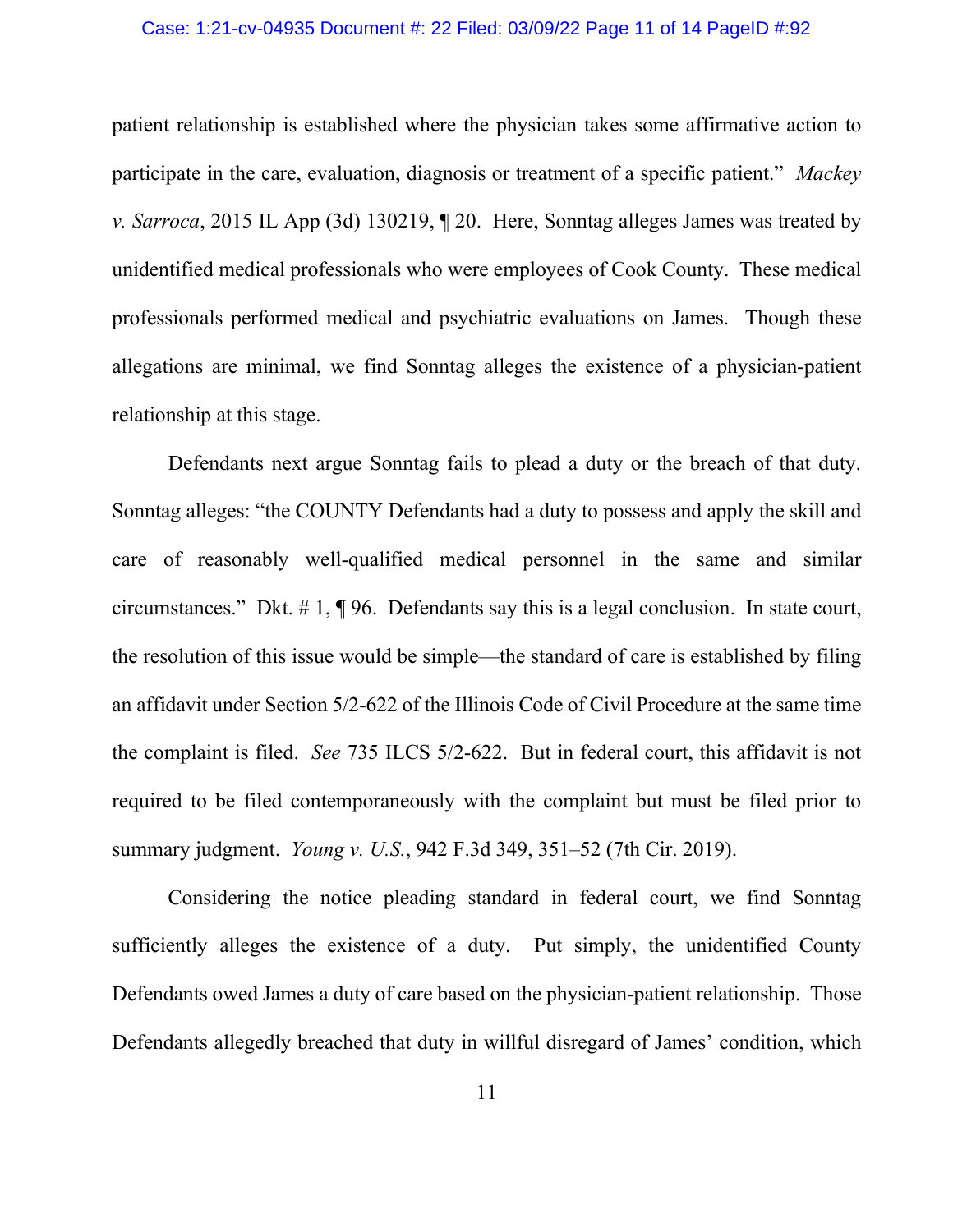patient relationship is established where the physician takes some affirmative action to participate in the care, evaluation, diagnosis or treatment of a specific patient." *Mackey v. Sarroca*, 2015 IL App (3d) 130219, ¶ 20. Here, Sonntag alleges James was treated by unidentified medical professionals who were employees of Cook County. These medical professionals performed medical and psychiatric evaluations on James. Though these allegations are minimal, we find Sonntag alleges the existence of a physician-patient relationship at this stage.

Defendants next argue Sonntag fails to plead a duty or the breach of that duty. Sonntag alleges: "the COUNTY Defendants had a duty to possess and apply the skill and care of reasonably well-qualified medical personnel in the same and similar circumstances." Dkt. # 1, ¶ 96. Defendants say this is a legal conclusion. In state court, the resolution of this issue would be simple—the standard of care is established by filing an affidavit under Section 5/2-622 of the Illinois Code of Civil Procedure at the same time the complaint is filed. *See* 735 ILCS 5/2-622. But in federal court, this affidavit is not required to be filed contemporaneously with the complaint but must be filed prior to summary judgment. *Young v. U.S.*, 942 F.3d 349, 351–52 (7th Cir. 2019).

Considering the notice pleading standard in federal court, we find Sonntag sufficiently alleges the existence of a duty. Put simply, the unidentified County Defendants owed James a duty of care based on the physician-patient relationship. Those Defendants allegedly breached that duty in willful disregard of James' condition, which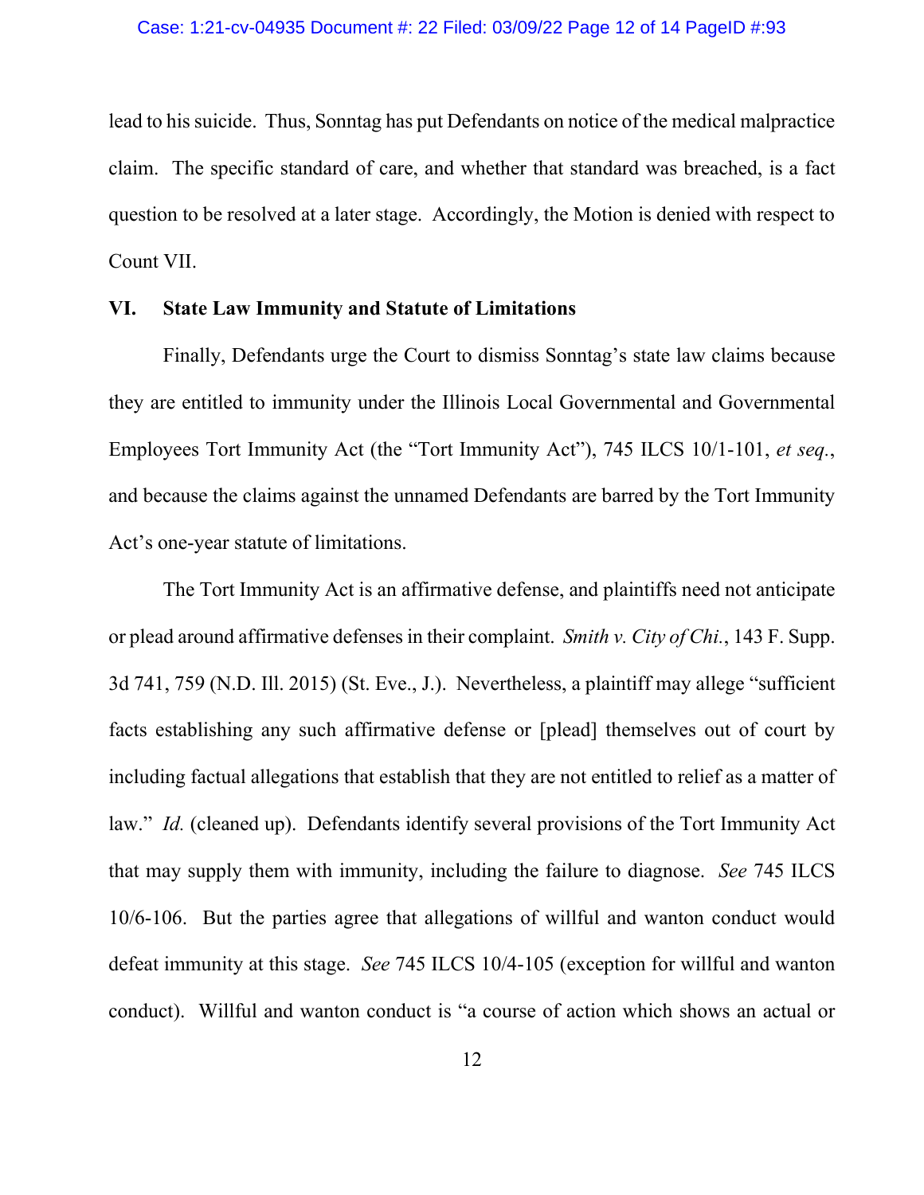lead to his suicide. Thus, Sonntag has put Defendants on notice of the medical malpractice claim. The specific standard of care, and whether that standard was breached, is a fact question to be resolved at a later stage. Accordingly, the Motion is denied with respect to Count VII.

## VI. State Law Immunity and Statute of Limitations

Finally, Defendants urge the Court to dismiss Sonntag's state law claims because they are entitled to immunity under the Illinois Local Governmental and Governmental Employees Tort Immunity Act (the "Tort Immunity Act"), 745 ILCS 10/1-101, *et seq.*, and because the claims against the unnamed Defendants are barred by the Tort Immunity Act's one-year statute of limitations.

The Tort Immunity Act is an affirmative defense, and plaintiffs need not anticipate or plead around affirmative defenses in their complaint. *Smith v. City of Chi.*, 143 F. Supp. 3d 741, 759 (N.D. Ill. 2015) (St. Eve., J.). Nevertheless, a plaintiff may allege "sufficient facts establishing any such affirmative defense or [plead] themselves out of court by including factual allegations that establish that they are not entitled to relief as a matter of law." *Id.* (cleaned up). Defendants identify several provisions of the Tort Immunity Act that may supply them with immunity, including the failure to diagnose. *See* 745 ILCS 10/6-106. But the parties agree that allegations of willful and wanton conduct would defeat immunity at this stage. *See* 745 ILCS 10/4-105 (exception for willful and wanton conduct). Willful and wanton conduct is "a course of action which shows an actual or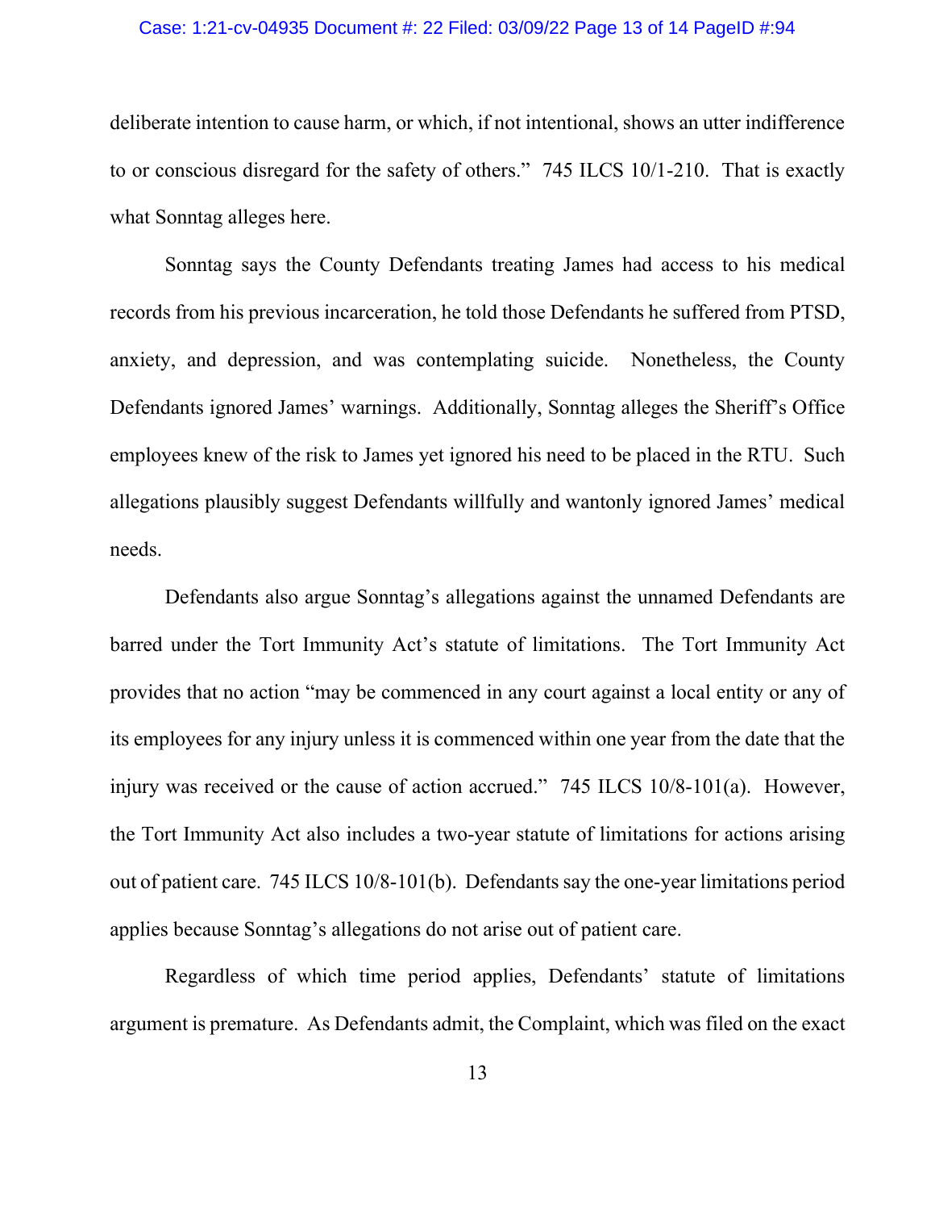deliberate intention to cause harm, or which, if not intentional, shows an utter indifference to or conscious disregard for the safety of others." 745 ILCS 10/1-210. That is exactly what Sonntag alleges here.

Sonntag says the County Defendants treating James had access to his medical records from his previous incarceration, he told those Defendants he suffered from PTSD, anxiety, and depression, and was contemplating suicide. Nonetheless, the County Defendants ignored James' warnings. Additionally, Sonntag alleges the Sheriff's Office employees knew of the risk to James yet ignored his need to be placed in the RTU. Such allegations plausibly suggest Defendants willfully and wantonly ignored James' medical needs.

Defendants also argue Sonntag's allegations against the unnamed Defendants are barred under the Tort Immunity Act's statute of limitations. The Tort Immunity Act provides that no action "may be commenced in any court against a local entity or any of its employees for any injury unless it is commenced within one year from the date that the injury was received or the cause of action accrued." 745 ILCS 10/8-101(a). However, the Tort Immunity Act also includes a two-year statute of limitations for actions arising out of patient care. 745 ILCS 10/8-101(b). Defendants say the one-year limitations period applies because Sonntag's allegations do not arise out of patient care.

Regardless of which time period applies, Defendants' statute of limitations argument is premature. As Defendants admit, the Complaint, which was filed on the exact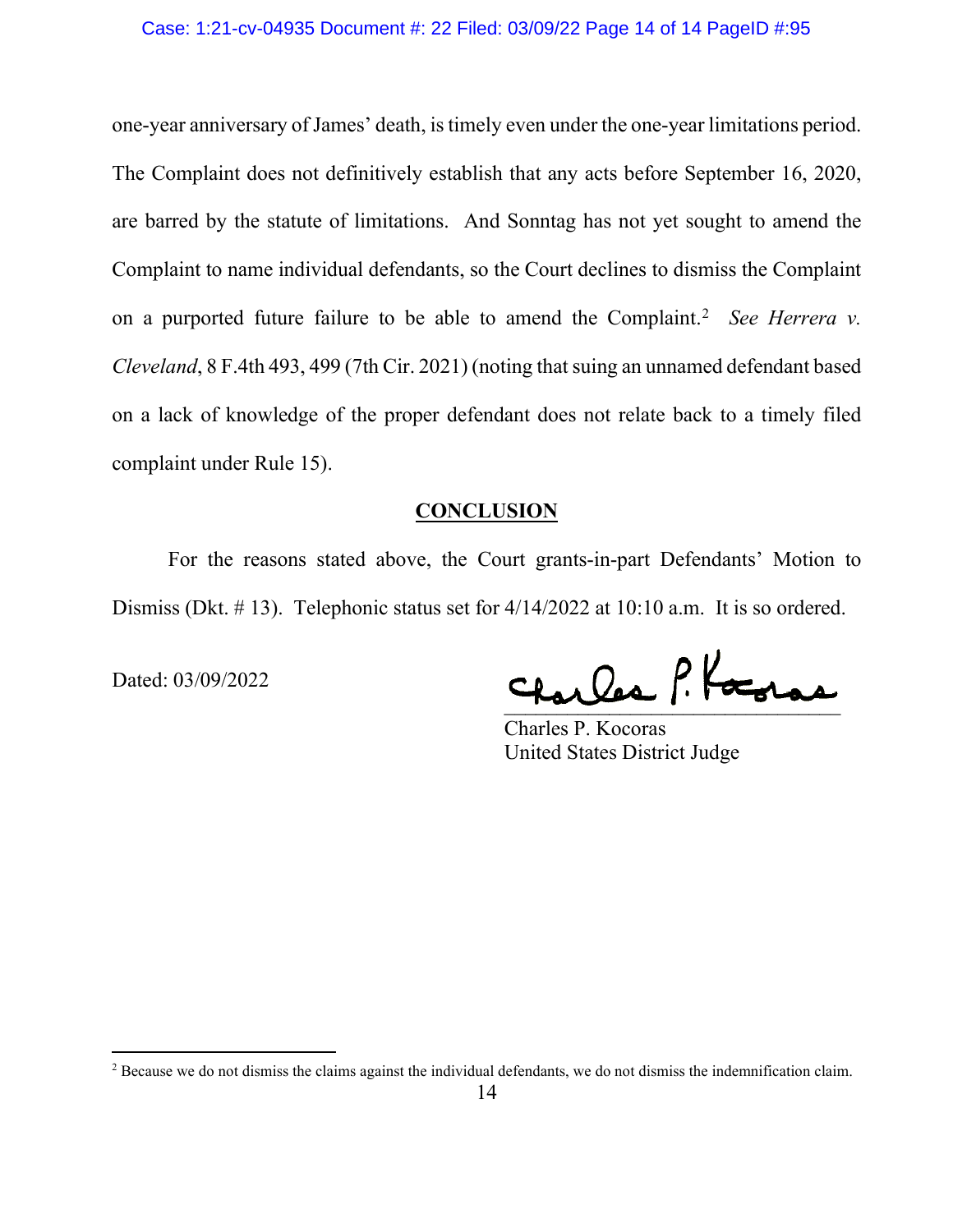one-year anniversary of James' death, is timely even under the one-year limitations period. The Complaint does not definitively establish that any acts before September 16, 2020, are barred by the statute of limitations. And Sonntag has not yet sought to amend the Complaint to name individual defendants, so the Court declines to dismiss the Complaint on a purported future failure to be able to amend the Complaint.[2] *See Herrera v. Cleveland*, 8 F.4th 493, 499 (7th Cir. 2021) (noting that suing an unnamed defendant based on a lack of knowledge of the proper defendant does not relate back to a timely filed complaint under Rule 15).

## CONCLUSION

For the reasons stated above, the Court grants-in-part Defendants' Motion to Dismiss (Dkt. # 13). Telephonic status set for 4/14/2022 at 10:10 a.m. It is so ordered.

Dated: 03/09/2022

Charles P. Kocoras
United States District Judge

[2] Because we do not dismiss the claims against the individual defendants, we do not dismiss the indemnification claim.